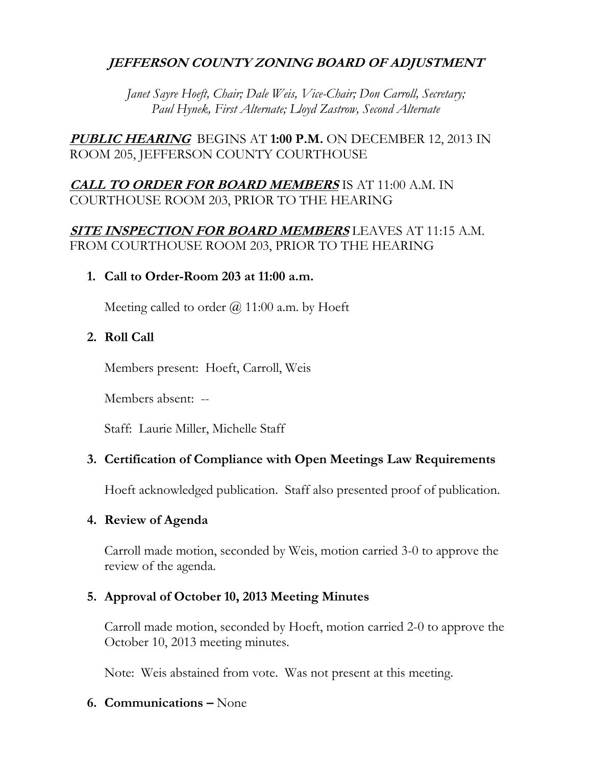# *JEFFERSON COUNTY ZONING BOARD OF ADJUSTMENT*

*Janet Sayre Hoeft, Chair; Dale Weis, Vice-Chair; Don Carroll, Secretary; Paul Hynek, First Alternate; Lloyd Zastrow, Second Alternate*

***PUBLIC HEARING*** BEGINS AT **1:00 P.M.** ON DECEMBER 12, 2013 IN ROOM 205, JEFFERSON COUNTY COURTHOUSE

***CALL TO ORDER FOR BOARD MEMBERS*** IS AT 11:00 A.M. IN COURTHOUSE ROOM 203, PRIOR TO THE HEARING

***SITE INSPECTION FOR BOARD MEMBERS*** LEAVES AT 11:15 A.M. FROM COURTHOUSE ROOM 203, PRIOR TO THE HEARING

1. **Call to Order-Room 203 at 11:00 a.m.**

   Meeting called to order @ 11:00 a.m. by Hoeft

2. **Roll Call**

   Members present: Hoeft, Carroll, Weis

   Members absent: --

   Staff: Laurie Miller, Michelle Staff

3. **Certification of Compliance with Open Meetings Law Requirements**

   Hoeft acknowledged publication. Staff also presented proof of publication.

4. **Review of Agenda**

   Carroll made motion, seconded by Weis, motion carried 3-0 to approve the review of the agenda.

5. **Approval of October 10, 2013 Meeting Minutes**

   Carroll made motion, seconded by Hoeft, motion carried 2-0 to approve the October 10, 2013 meeting minutes.

   Note: Weis abstained from vote. Was not present at this meeting.

6. **Communications –** None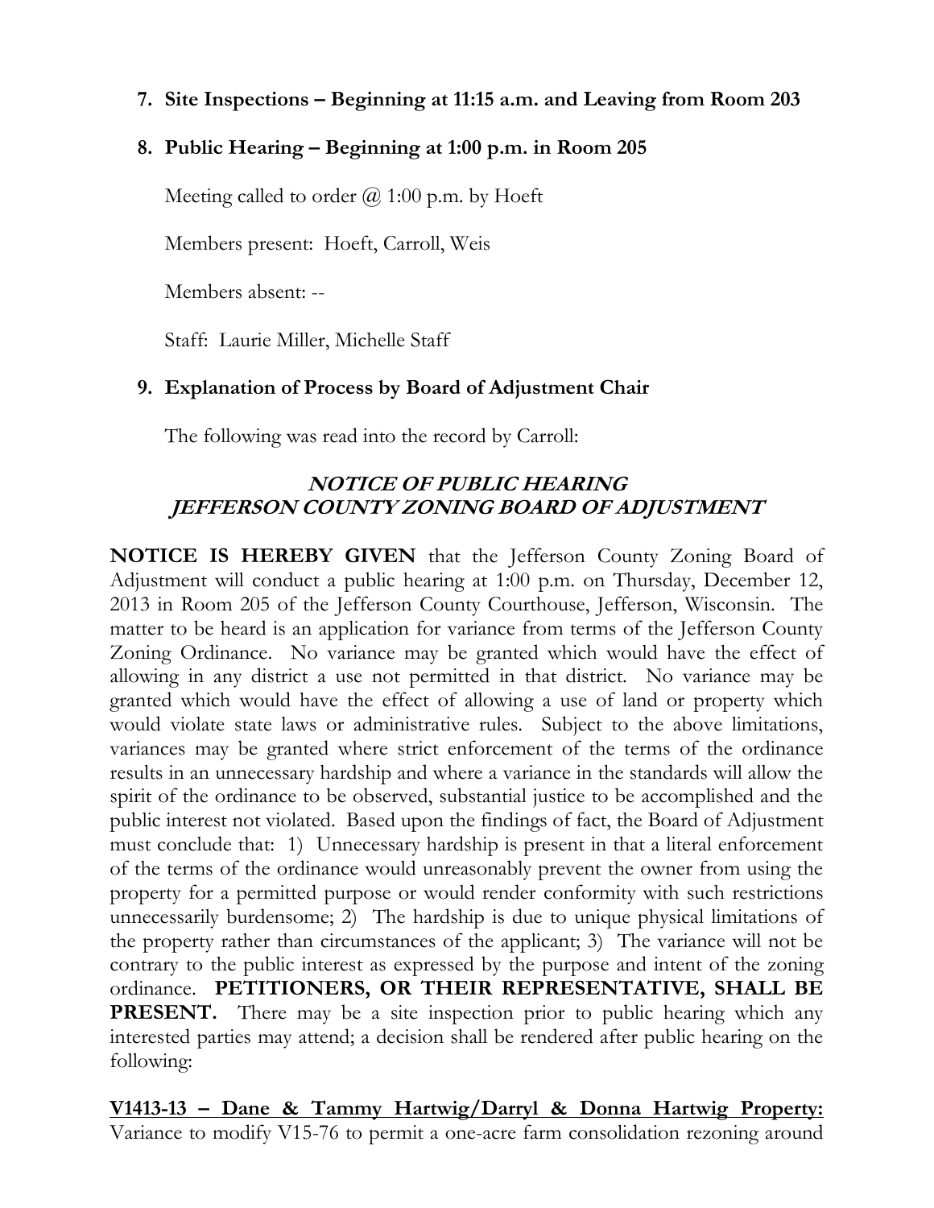**7. Site Inspections – Beginning at 11:15 a.m. and Leaving from Room 203**

**8. Public Hearing – Beginning at 1:00 p.m. in Room 205**

Meeting called to order @ 1:00 p.m. by Hoeft

Members present: Hoeft, Carroll, Weis

Members absent: --

Staff: Laurie Miller, Michelle Staff

**9. Explanation of Process by Board of Adjustment Chair**

The following was read into the record by Carroll:

***NOTICE OF PUBLIC HEARING***
***JEFFERSON COUNTY ZONING BOARD OF ADJUSTMENT***

**NOTICE IS HEREBY GIVEN** that the Jefferson County Zoning Board of Adjustment will conduct a public hearing at 1:00 p.m. on Thursday, December 12, 2013 in Room 205 of the Jefferson County Courthouse, Jefferson, Wisconsin. The matter to be heard is an application for variance from terms of the Jefferson County Zoning Ordinance. No variance may be granted which would have the effect of allowing in any district a use not permitted in that district. No variance may be granted which would have the effect of allowing a use of land or property which would violate state laws or administrative rules. Subject to the above limitations, variances may be granted where strict enforcement of the terms of the ordinance results in an unnecessary hardship and where a variance in the standards will allow the spirit of the ordinance to be observed, substantial justice to be accomplished and the public interest not violated. Based upon the findings of fact, the Board of Adjustment must conclude that: 1) Unnecessary hardship is present in that a literal enforcement of the terms of the ordinance would unreasonably prevent the owner from using the property for a permitted purpose or would render conformity with such restrictions unnecessarily burdensome; 2) The hardship is due to unique physical limitations of the property rather than circumstances of the applicant; 3) The variance will not be contrary to the public interest as expressed by the purpose and intent of the zoning ordinance. **PETITIONERS, OR THEIR REPRESENTATIVE, SHALL BE PRESENT.** There may be a site inspection prior to public hearing which any interested parties may attend; a decision shall be rendered after public hearing on the following:

**V1413-13 – Dane & Tammy Hartwig/Darryl & Donna Hartwig Property:** Variance to modify V15-76 to permit a one-acre farm consolidation rezoning around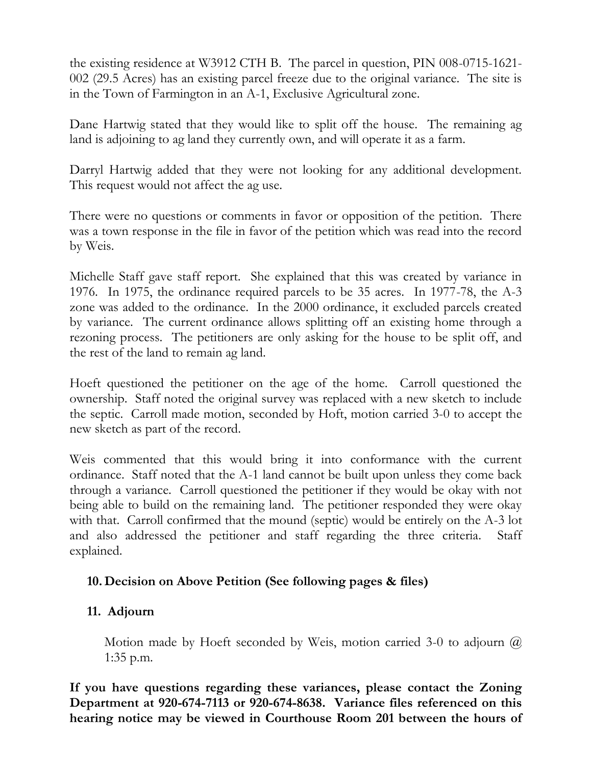the existing residence at W3912 CTH B. The parcel in question, PIN 008-0715-1621-002 (29.5 Acres) has an existing parcel freeze due to the original variance. The site is in the Town of Farmington in an A-1, Exclusive Agricultural zone.

Dane Hartwig stated that they would like to split off the house. The remaining ag land is adjoining to ag land they currently own, and will operate it as a farm.

Darryl Hartwig added that they were not looking for any additional development. This request would not affect the ag use.

There were no questions or comments in favor or opposition of the petition. There was a town response in the file in favor of the petition which was read into the record by Weis.

Michelle Staff gave staff report. She explained that this was created by variance in 1976. In 1975, the ordinance required parcels to be 35 acres. In 1977-78, the A-3 zone was added to the ordinance. In the 2000 ordinance, it excluded parcels created by variance. The current ordinance allows splitting off an existing home through a rezoning process. The petitioners are only asking for the house to be split off, and the rest of the land to remain ag land.

Hoeft questioned the petitioner on the age of the home. Carroll questioned the ownership. Staff noted the original survey was replaced with a new sketch to include the septic. Carroll made motion, seconded by Hoft, motion carried 3-0 to accept the new sketch as part of the record.

Weis commented that this would bring it into conformance with the current ordinance. Staff noted that the A-1 land cannot be built upon unless they come back through a variance. Carroll questioned the petitioner if they would be okay with not being able to build on the remaining land. The petitioner responded they were okay with that. Carroll confirmed that the mound (septic) would be entirely on the A-3 lot and also addressed the petitioner and staff regarding the three criteria. Staff explained.

**10. Decision on Above Petition (See following pages & files)**

**11. Adjourn**

Motion made by Hoeft seconded by Weis, motion carried 3-0 to adjourn @ 1:35 p.m.

**If you have questions regarding these variances, please contact the Zoning Department at 920-674-7113 or 920-674-8638. Variance files referenced on this hearing notice may be viewed in Courthouse Room 201 between the hours of**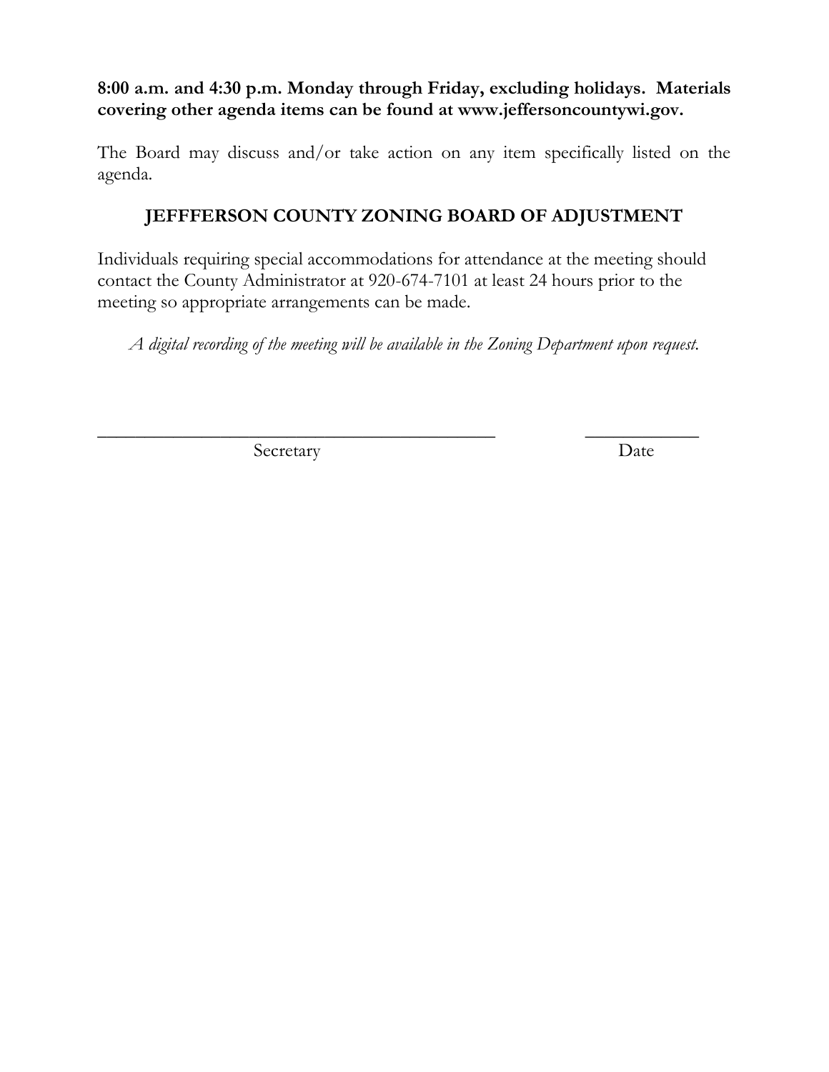**8:00 a.m. and 4:30 p.m. Monday through Friday, excluding holidays. Materials covering other agenda items can be found at www.jeffersoncountywi.gov.**

The Board may discuss and/or take action on any item specifically listed on the agenda.

**JEFFFERSON COUNTY ZONING BOARD OF ADJUSTMENT**

Individuals requiring special accommodations for attendance at the meeting should contact the County Administrator at 920-674-7101 at least 24 hours prior to the meeting so appropriate arrangements can be made.

*A digital recording of the meeting will be available in the Zoning Department upon request.*

_______________________________________ ____________

Secretary Date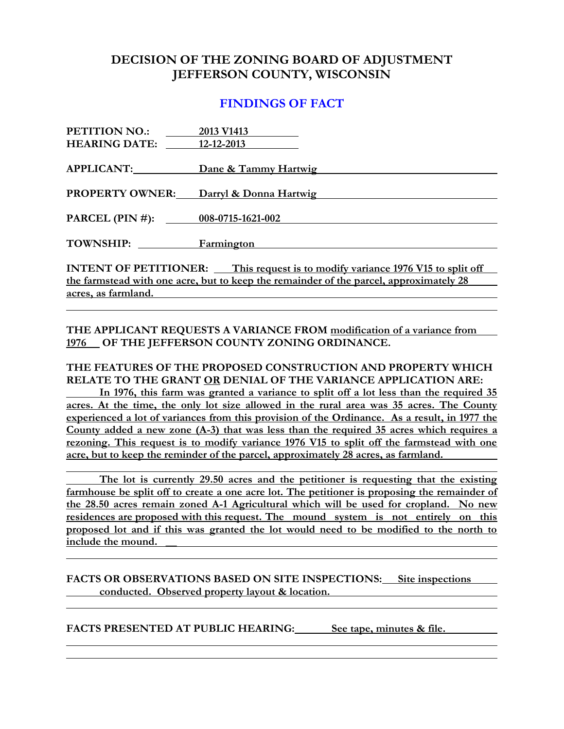# DECISION OF THE ZONING BOARD OF ADJUSTMENT
# JEFFERSON COUNTY, WISCONSIN

## FINDINGS OF FACT

**PETITION NO.:** 2013 V1413
**HEARING DATE:** 12-12-2013

**APPLICANT:** Dane & Tammy Hartwig

**PROPERTY OWNER:** Darryl & Donna Hartwig

**PARCEL (PIN #):** 008-0715-1621-002

**TOWNSHIP:** Farmington

**INTENT OF PETITIONER:** This request is to modify variance 1976 V15 to split off the farmstead with one acre, but to keep the remainder of the parcel, approximately 28 acres, as farmland.

**THE APPLICANT REQUESTS A VARIANCE FROM** modification of a variance from 1976 **OF THE JEFFERSON COUNTY ZONING ORDINANCE.**

**THE FEATURES OF THE PROPOSED CONSTRUCTION AND PROPERTY WHICH RELATE TO THE GRANT OR DENIAL OF THE VARIANCE APPLICATION ARE:**

In 1976, this farm was granted a variance to split off a lot less than the required 35 acres. At the time, the only lot size allowed in the rural area was 35 acres. The County experienced a lot of variances from this provision of the Ordinance. As a result, in 1977 the County added a new zone (A-3) that was less than the required 35 acres which requires a rezoning. This request is to modify variance 1976 V15 to split off the farmstead with one acre, but to keep the reminder of the parcel, approximately 28 acres, as farmland.

The lot is currently 29.50 acres and the petitioner is requesting that the existing farmhouse be split off to create a one acre lot. The petitioner is proposing the remainder of the 28.50 acres remain zoned A-1 Agricultural which will be used for cropland. No new residences are proposed with this request. The mound system is not entirely on this proposed lot and if this was granted the lot would need to be modified to the north to include the mound.

**FACTS OR OBSERVATIONS BASED ON SITE INSPECTIONS:** Site inspections conducted. Observed property layout & location.

**FACTS PRESENTED AT PUBLIC HEARING:** See tape, minutes & file.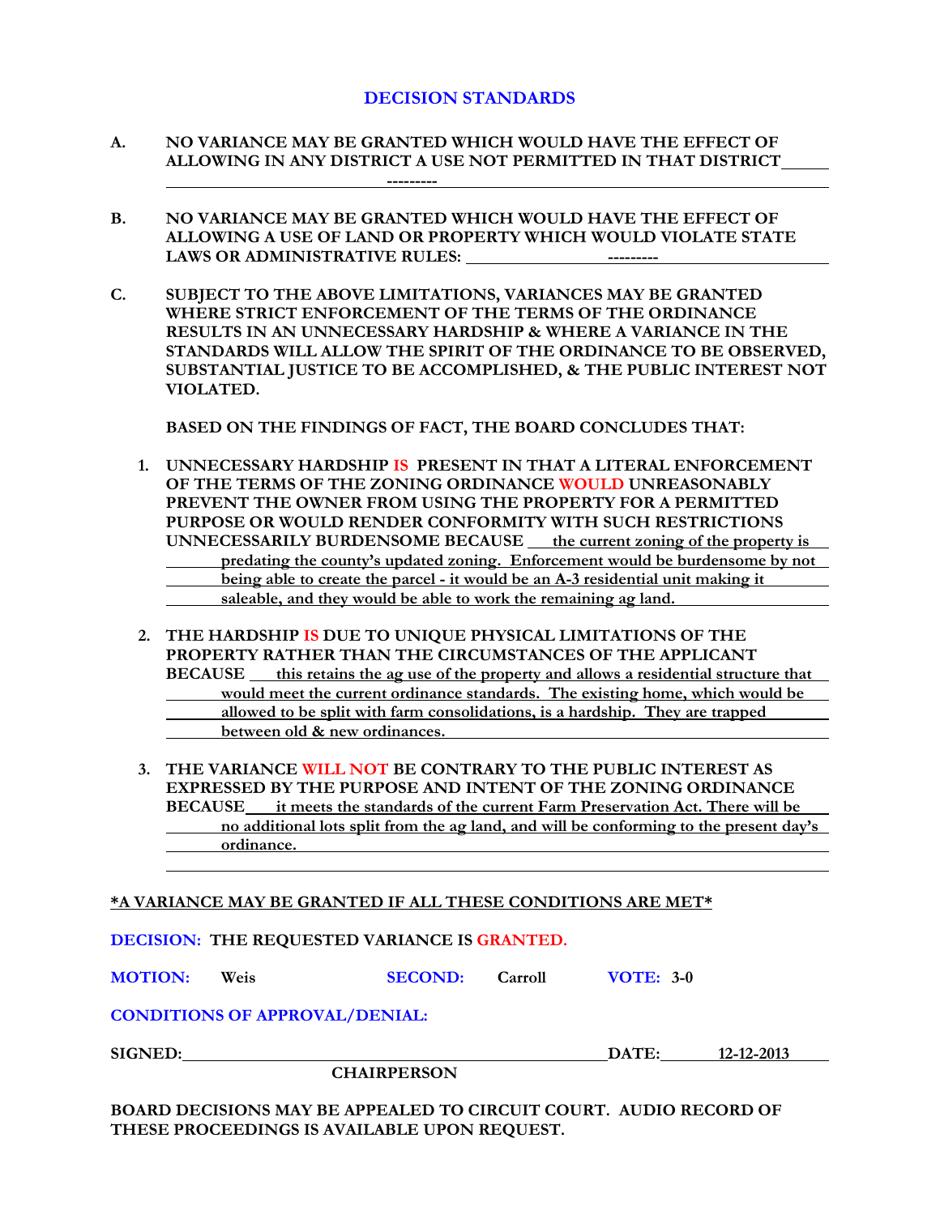## DECISION STANDARDS

**A. NO VARIANCE MAY BE GRANTED WHICH WOULD HAVE THE EFFECT OF ALLOWING IN ANY DISTRICT A USE NOT PERMITTED IN THAT DISTRICT** ---------

**B. NO VARIANCE MAY BE GRANTED WHICH WOULD HAVE THE EFFECT OF ALLOWING A USE OF LAND OR PROPERTY WHICH WOULD VIOLATE STATE LAWS OR ADMINISTRATIVE RULES:** ---------

**C. SUBJECT TO THE ABOVE LIMITATIONS, VARIANCES MAY BE GRANTED WHERE STRICT ENFORCEMENT OF THE TERMS OF THE ORDINANCE RESULTS IN AN UNNECESSARY HARDSHIP & WHERE A VARIANCE IN THE STANDARDS WILL ALLOW THE SPIRIT OF THE ORDINANCE TO BE OBSERVED, SUBSTANTIAL JUSTICE TO BE ACCOMPLISHED, & THE PUBLIC INTEREST NOT VIOLATED.**

**BASED ON THE FINDINGS OF FACT, THE BOARD CONCLUDES THAT:**

1. **UNNECESSARY HARDSHIP IS PRESENT IN THAT A LITERAL ENFORCEMENT OF THE TERMS OF THE ZONING ORDINANCE WOULD UNREASONABLY PREVENT THE OWNER FROM USING THE PROPERTY FOR A PERMITTED PURPOSE OR WOULD RENDER CONFORMITY WITH SUCH RESTRICTIONS UNNECESSARILY BURDENSOME BECAUSE** the current zoning of the property is predating the county's updated zoning. Enforcement would be burdensome by not being able to create the parcel - it would be an A-3 residential unit making it saleable, and they would be able to work the remaining ag land.

2. **THE HARDSHIP IS DUE TO UNIQUE PHYSICAL LIMITATIONS OF THE PROPERTY RATHER THAN THE CIRCUMSTANCES OF THE APPLICANT BECAUSE** this retains the ag use of the property and allows a residential structure that would meet the current ordinance standards. The existing home, which would be allowed to be split with farm consolidations, is a hardship. They are trapped between old & new ordinances.

3. **THE VARIANCE WILL NOT BE CONTRARY TO THE PUBLIC INTEREST AS EXPRESSED BY THE PURPOSE AND INTENT OF THE ZONING ORDINANCE BECAUSE** it meets the standards of the current Farm Preservation Act. There will be no additional lots split from the ag land, and will be conforming to the present day's ordinance.

**\*A VARIANCE MAY BE GRANTED IF ALL THESE CONDITIONS ARE MET\***

**DECISION: THE REQUESTED VARIANCE IS GRANTED.**

**MOTION:** Weis **SECOND:** Carroll **VOTE:** 3-0

**CONDITIONS OF APPROVAL/DENIAL:**

**SIGNED:** ______________________ **DATE:** 12-12-2013

**CHAIRPERSON**

**BOARD DECISIONS MAY BE APPEALED TO CIRCUIT COURT. AUDIO RECORD OF THESE PROCEEDINGS IS AVAILABLE UPON REQUEST.**